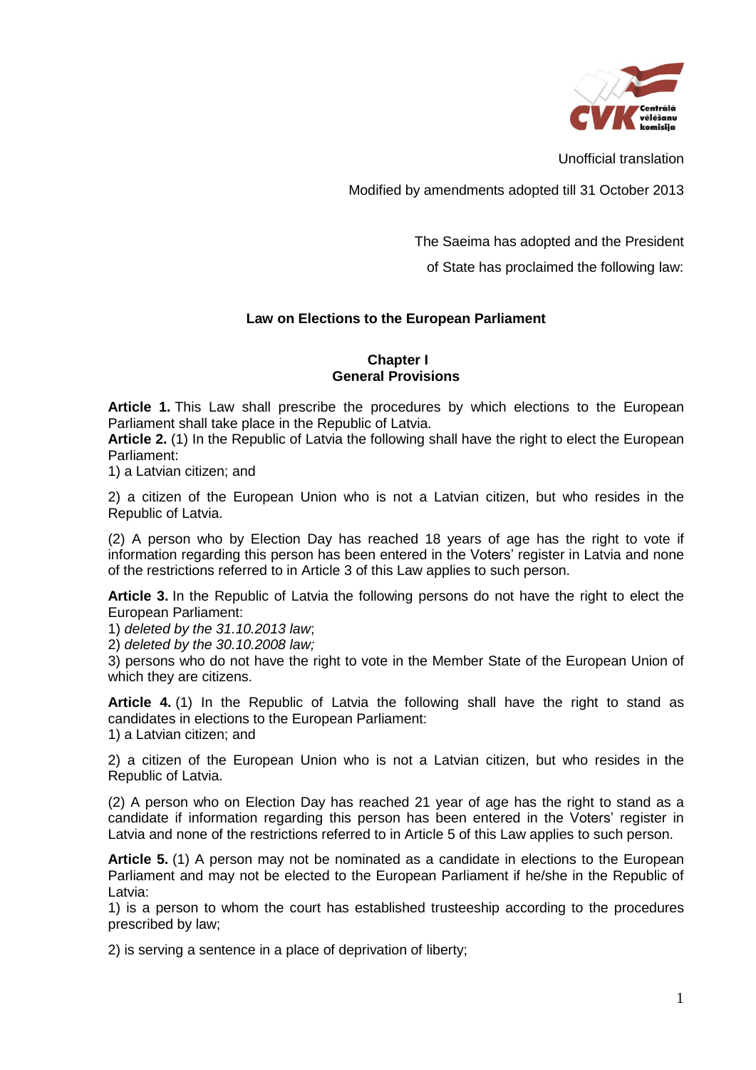Unofficial translation

Modified by amendments adopted till 31 October 2013

The Saeima has adopted and the President

of State has proclaimed the following law:

# Law on Elections to the European Parliament

## Chapter I
## General Provisions

**Article 1.** This Law shall prescribe the procedures by which elections to the European Parliament shall take place in the Republic of Latvia.

**Article 2.** (1) In the Republic of Latvia the following shall have the right to elect the European Parliament:

1) a Latvian citizen; and

2) a citizen of the European Union who is not a Latvian citizen, but who resides in the Republic of Latvia.

(2) A person who by Election Day has reached 18 years of age has the right to vote if information regarding this person has been entered in the Voters' register in Latvia and none of the restrictions referred to in Article 3 of this Law applies to such person.

**Article 3.** In the Republic of Latvia the following persons do not have the right to elect the European Parliament:

1) *deleted by the 31.10.2013 law*;

2) *deleted by the 30.10.2008 law;*

3) persons who do not have the right to vote in the Member State of the European Union of which they are citizens.

**Article 4.** (1) In the Republic of Latvia the following shall have the right to stand as candidates in elections to the European Parliament:

1) a Latvian citizen; and

2) a citizen of the European Union who is not a Latvian citizen, but who resides in the Republic of Latvia.

(2) A person who on Election Day has reached 21 year of age has the right to stand as a candidate if information regarding this person has been entered in the Voters' register in Latvia and none of the restrictions referred to in Article 5 of this Law applies to such person.

**Article 5.** (1) A person may not be nominated as a candidate in elections to the European Parliament and may not be elected to the European Parliament if he/she in the Republic of Latvia:

1) is a person to whom the court has established trusteeship according to the procedures prescribed by law;

2) is serving a sentence in a place of deprivation of liberty;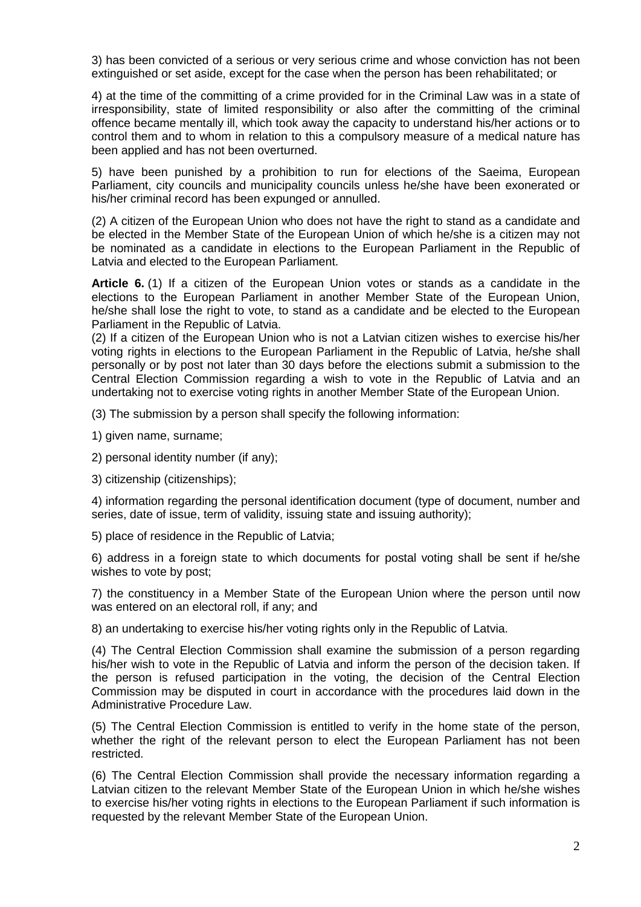3) has been convicted of a serious or very serious crime and whose conviction has not been extinguished or set aside, except for the case when the person has been rehabilitated; or

4) at the time of the committing of a crime provided for in the Criminal Law was in a state of irresponsibility, state of limited responsibility or also after the committing of the criminal offence became mentally ill, which took away the capacity to understand his/her actions or to control them and to whom in relation to this a compulsory measure of a medical nature has been applied and has not been overturned.

5) have been punished by a prohibition to run for elections of the Saeima, European Parliament, city councils and municipality councils unless he/she have been exonerated or his/her criminal record has been expunged or annulled.

(2) A citizen of the European Union who does not have the right to stand as a candidate and be elected in the Member State of the European Union of which he/she is a citizen may not be nominated as a candidate in elections to the European Parliament in the Republic of Latvia and elected to the European Parliament.

**Article 6.** (1) If a citizen of the European Union votes or stands as a candidate in the elections to the European Parliament in another Member State of the European Union, he/she shall lose the right to vote, to stand as a candidate and be elected to the European Parliament in the Republic of Latvia.

(2) If a citizen of the European Union who is not a Latvian citizen wishes to exercise his/her voting rights in elections to the European Parliament in the Republic of Latvia, he/she shall personally or by post not later than 30 days before the elections submit a submission to the Central Election Commission regarding a wish to vote in the Republic of Latvia and an undertaking not to exercise voting rights in another Member State of the European Union.

(3) The submission by a person shall specify the following information:

1) given name, surname;

2) personal identity number (if any);

3) citizenship (citizenships);

4) information regarding the personal identification document (type of document, number and series, date of issue, term of validity, issuing state and issuing authority);

5) place of residence in the Republic of Latvia;

6) address in a foreign state to which documents for postal voting shall be sent if he/she wishes to vote by post;

7) the constituency in a Member State of the European Union where the person until now was entered on an electoral roll, if any; and

8) an undertaking to exercise his/her voting rights only in the Republic of Latvia.

(4) The Central Election Commission shall examine the submission of a person regarding his/her wish to vote in the Republic of Latvia and inform the person of the decision taken. If the person is refused participation in the voting, the decision of the Central Election Commission may be disputed in court in accordance with the procedures laid down in the Administrative Procedure Law.

(5) The Central Election Commission is entitled to verify in the home state of the person, whether the right of the relevant person to elect the European Parliament has not been restricted.

(6) The Central Election Commission shall provide the necessary information regarding a Latvian citizen to the relevant Member State of the European Union in which he/she wishes to exercise his/her voting rights in elections to the European Parliament if such information is requested by the relevant Member State of the European Union.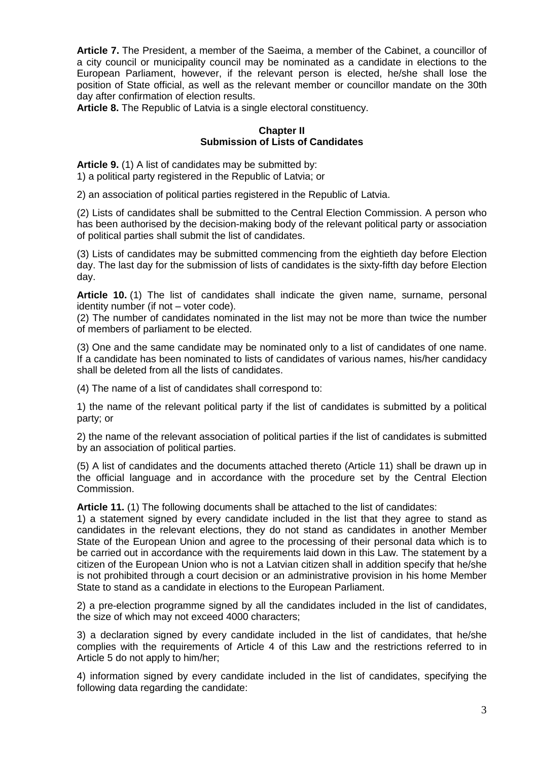**Article 7.** The President, a member of the Saeima, a member of the Cabinet, a councillor of a city council or municipality council may be nominated as a candidate in elections to the European Parliament, however, if the relevant person is elected, he/she shall lose the position of State official, as well as the relevant member or councillor mandate on the 30th day after confirmation of election results.

**Article 8.** The Republic of Latvia is a single electoral constituency.

## Chapter II
## Submission of Lists of Candidates

**Article 9.** (1) A list of candidates may be submitted by:

1) a political party registered in the Republic of Latvia; or

2) an association of political parties registered in the Republic of Latvia.

(2) Lists of candidates shall be submitted to the Central Election Commission. A person who has been authorised by the decision-making body of the relevant political party or association of political parties shall submit the list of candidates.

(3) Lists of candidates may be submitted commencing from the eightieth day before Election day. The last day for the submission of lists of candidates is the sixty-fifth day before Election day.

**Article 10.** (1) The list of candidates shall indicate the given name, surname, personal identity number (if not – voter code).

(2) The number of candidates nominated in the list may not be more than twice the number of members of parliament to be elected.

(3) One and the same candidate may be nominated only to a list of candidates of one name. If a candidate has been nominated to lists of candidates of various names, his/her candidacy shall be deleted from all the lists of candidates.

(4) The name of a list of candidates shall correspond to:

1) the name of the relevant political party if the list of candidates is submitted by a political party; or

2) the name of the relevant association of political parties if the list of candidates is submitted by an association of political parties.

(5) A list of candidates and the documents attached thereto (Article 11) shall be drawn up in the official language and in accordance with the procedure set by the Central Election Commission.

**Article 11.** (1) The following documents shall be attached to the list of candidates:

1) a statement signed by every candidate included in the list that they agree to stand as candidates in the relevant elections, they do not stand as candidates in another Member State of the European Union and agree to the processing of their personal data which is to be carried out in accordance with the requirements laid down in this Law. The statement by a citizen of the European Union who is not a Latvian citizen shall in addition specify that he/she is not prohibited through a court decision or an administrative provision in his home Member State to stand as a candidate in elections to the European Parliament.

2) a pre-election programme signed by all the candidates included in the list of candidates, the size of which may not exceed 4000 characters;

3) a declaration signed by every candidate included in the list of candidates, that he/she complies with the requirements of Article 4 of this Law and the restrictions referred to in Article 5 do not apply to him/her;

4) information signed by every candidate included in the list of candidates, specifying the following data regarding the candidate: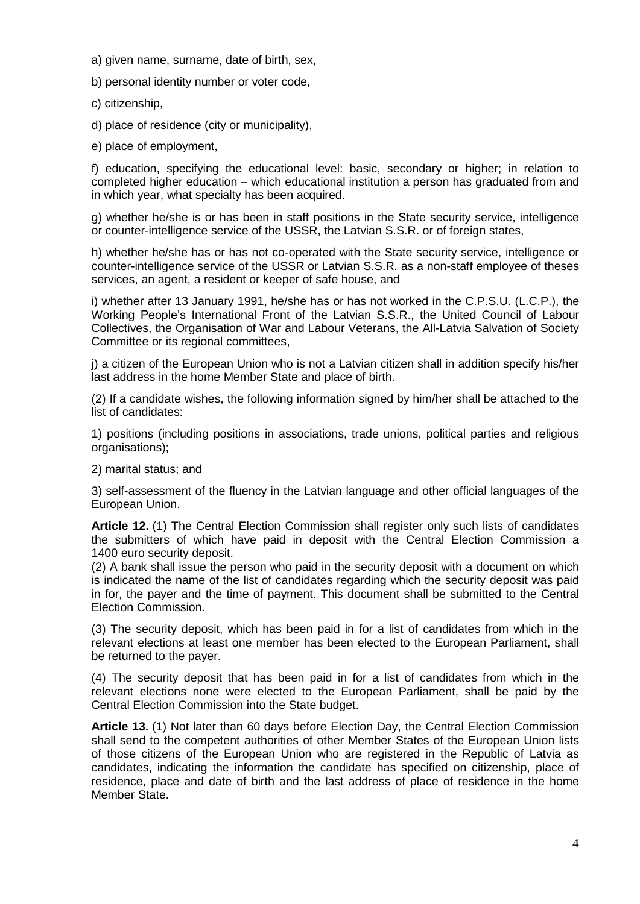a) given name, surname, date of birth, sex,

b) personal identity number or voter code,

c) citizenship,

d) place of residence (city or municipality),

e) place of employment,

f) education, specifying the educational level: basic, secondary or higher; in relation to completed higher education – which educational institution a person has graduated from and in which year, what specialty has been acquired.

g) whether he/she is or has been in staff positions in the State security service, intelligence or counter-intelligence service of the USSR, the Latvian S.S.R. or of foreign states,

h) whether he/she has or has not co-operated with the State security service, intelligence or counter-intelligence service of the USSR or Latvian S.S.R. as a non-staff employee of theses services, an agent, a resident or keeper of safe house, and

i) whether after 13 January 1991, he/she has or has not worked in the C.P.S.U. (L.C.P.), the Working People's International Front of the Latvian S.S.R., the United Council of Labour Collectives, the Organisation of War and Labour Veterans, the All-Latvia Salvation of Society Committee or its regional committees,

j) a citizen of the European Union who is not a Latvian citizen shall in addition specify his/her last address in the home Member State and place of birth.

(2) If a candidate wishes, the following information signed by him/her shall be attached to the list of candidates:

1) positions (including positions in associations, trade unions, political parties and religious organisations);

2) marital status; and

3) self-assessment of the fluency in the Latvian language and other official languages of the European Union.

**Article 12.** (1) The Central Election Commission shall register only such lists of candidates the submitters of which have paid in deposit with the Central Election Commission a 1400 euro security deposit.

(2) A bank shall issue the person who paid in the security deposit with a document on which is indicated the name of the list of candidates regarding which the security deposit was paid in for, the payer and the time of payment. This document shall be submitted to the Central Election Commission.

(3) The security deposit, which has been paid in for a list of candidates from which in the relevant elections at least one member has been elected to the European Parliament, shall be returned to the payer.

(4) The security deposit that has been paid in for a list of candidates from which in the relevant elections none were elected to the European Parliament, shall be paid by the Central Election Commission into the State budget.

**Article 13.** (1) Not later than 60 days before Election Day, the Central Election Commission shall send to the competent authorities of other Member States of the European Union lists of those citizens of the European Union who are registered in the Republic of Latvia as candidates, indicating the information the candidate has specified on citizenship, place of residence, place and date of birth and the last address of place of residence in the home Member State.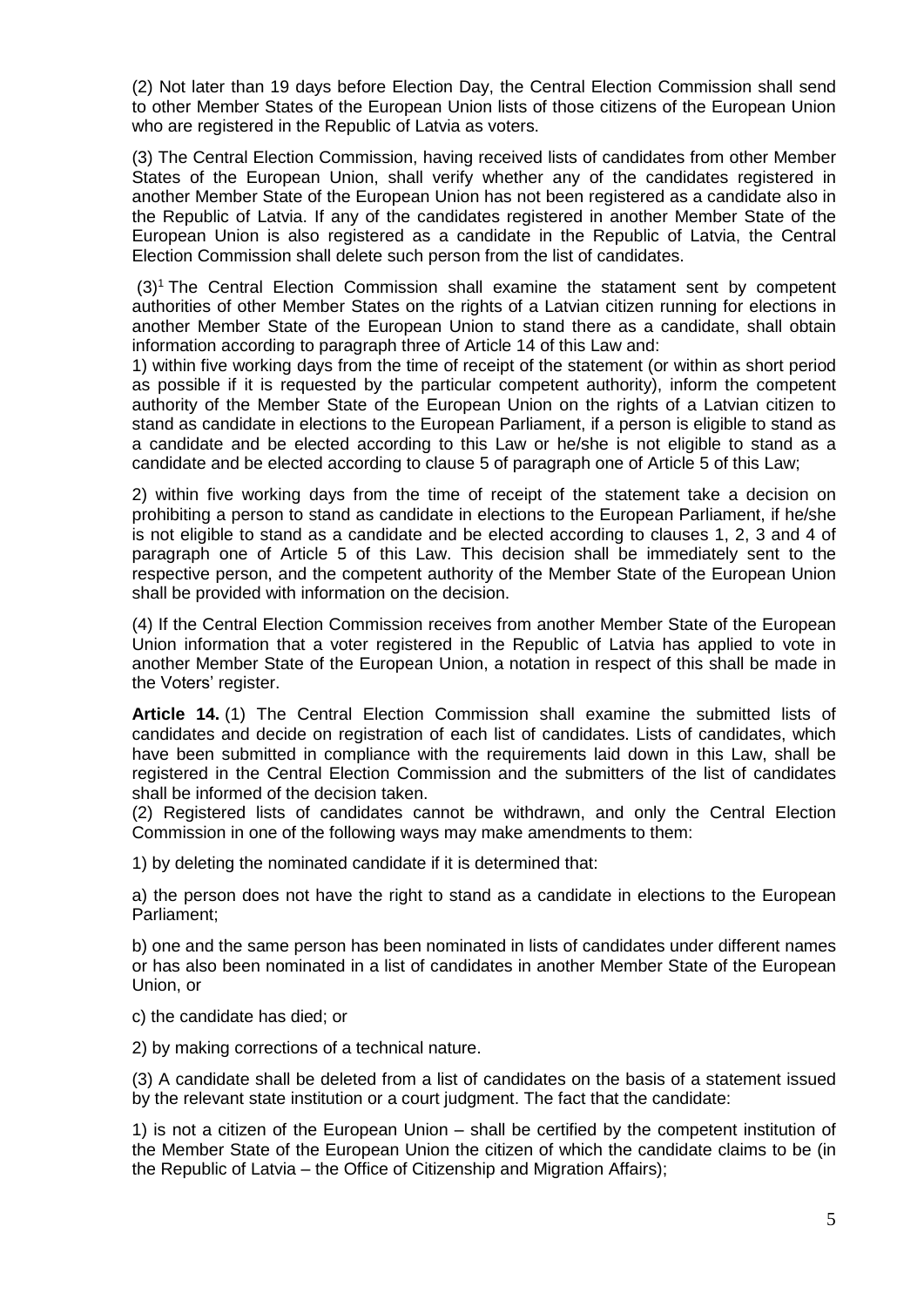(2) Not later than 19 days before Election Day, the Central Election Commission shall send to other Member States of the European Union lists of those citizens of the European Union who are registered in the Republic of Latvia as voters.

(3) The Central Election Commission, having received lists of candidates from other Member States of the European Union, shall verify whether any of the candidates registered in another Member State of the European Union has not been registered as a candidate also in the Republic of Latvia. If any of the candidates registered in another Member State of the European Union is also registered as a candidate in the Republic of Latvia, the Central Election Commission shall delete such person from the list of candidates.

(3)[1] The Central Election Commission shall examine the statament sent by competent authorities of other Member States on the rights of a Latvian citizen running for elections in another Member State of the European Union to stand there as a candidate, shall obtain information according to paragraph three of Article 14 of this Law and:

1) within five working days from the time of receipt of the statement (or within as short period as possible if it is requested by the particular competent authority), inform the competent authority of the Member State of the European Union on the rights of a Latvian citizen to stand as candidate in elections to the European Parliament, if a person is eligible to stand as a candidate and be elected according to this Law or he/she is not eligible to stand as a candidate and be elected according to clause 5 of paragraph one of Article 5 of this Law;

2) within five working days from the time of receipt of the statement take a decision on prohibiting a person to stand as candidate in elections to the European Parliament, if he/she is not eligible to stand as a candidate and be elected according to clauses 1, 2, 3 and 4 of paragraph one of Article 5 of this Law. This decision shall be immediately sent to the respective person, and the competent authority of the Member State of the European Union shall be provided with information on the decision.

(4) If the Central Election Commission receives from another Member State of the European Union information that a voter registered in the Republic of Latvia has applied to vote in another Member State of the European Union, a notation in respect of this shall be made in the Voters' register.

**Article 14.** (1) The Central Election Commission shall examine the submitted lists of candidates and decide on registration of each list of candidates. Lists of candidates, which have been submitted in compliance with the requirements laid down in this Law, shall be registered in the Central Election Commission and the submitters of the list of candidates shall be informed of the decision taken.

(2) Registered lists of candidates cannot be withdrawn, and only the Central Election Commission in one of the following ways may make amendments to them:

1) by deleting the nominated candidate if it is determined that:

a) the person does not have the right to stand as a candidate in elections to the European Parliament;

b) one and the same person has been nominated in lists of candidates under different names or has also been nominated in a list of candidates in another Member State of the European Union, or

c) the candidate has died; or

2) by making corrections of a technical nature.

(3) A candidate shall be deleted from a list of candidates on the basis of a statement issued by the relevant state institution or a court judgment. The fact that the candidate:

1) is not a citizen of the European Union – shall be certified by the competent institution of the Member State of the European Union the citizen of which the candidate claims to be (in the Republic of Latvia – the Office of Citizenship and Migration Affairs);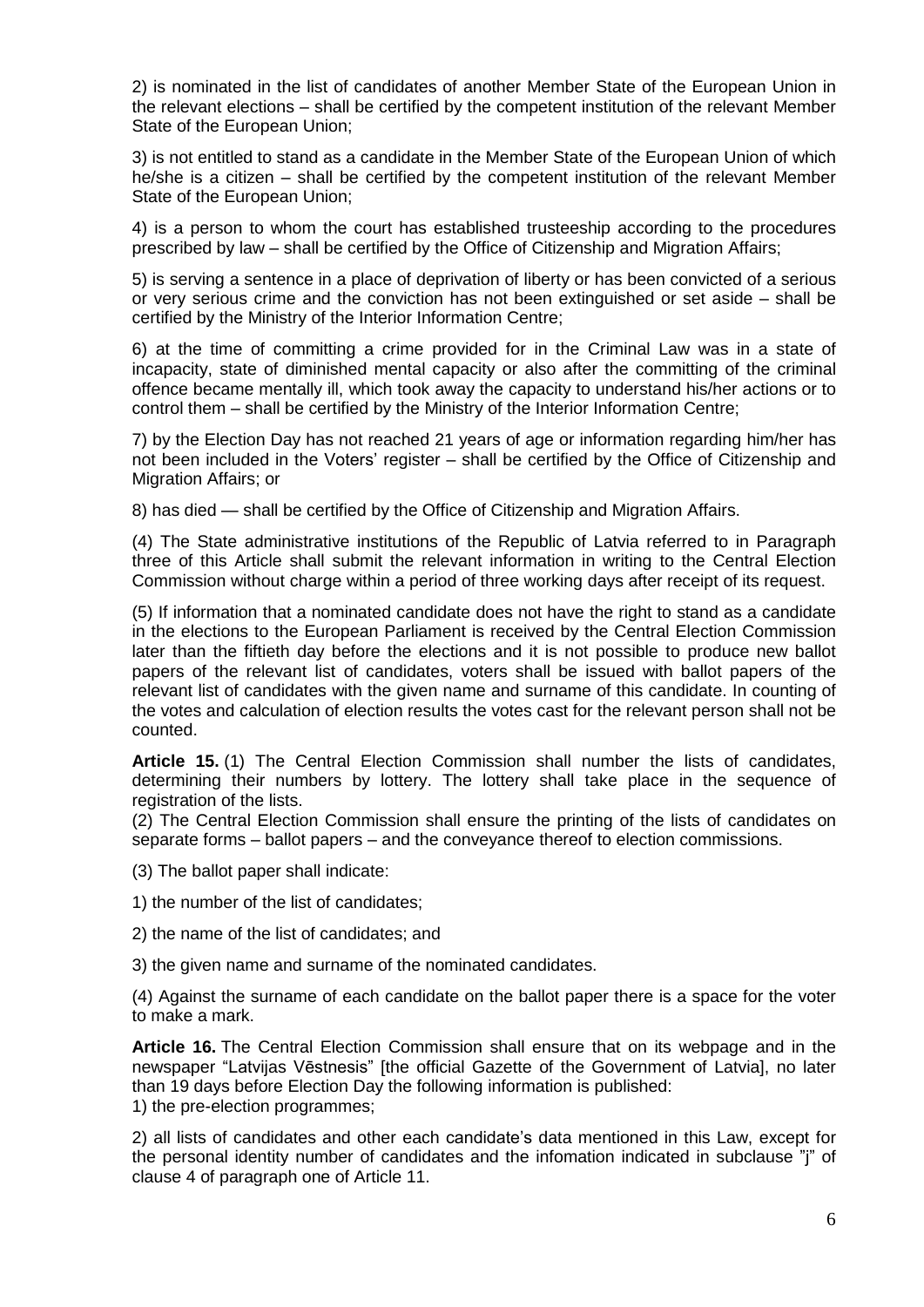2) is nominated in the list of candidates of another Member State of the European Union in the relevant elections – shall be certified by the competent institution of the relevant Member State of the European Union;

3) is not entitled to stand as a candidate in the Member State of the European Union of which he/she is a citizen – shall be certified by the competent institution of the relevant Member State of the European Union;

4) is a person to whom the court has established trusteeship according to the procedures prescribed by law – shall be certified by the Office of Citizenship and Migration Affairs;

5) is serving a sentence in a place of deprivation of liberty or has been convicted of a serious or very serious crime and the conviction has not been extinguished or set aside – shall be certified by the Ministry of the Interior Information Centre;

6) at the time of committing a crime provided for in the Criminal Law was in a state of incapacity, state of diminished mental capacity or also after the committing of the criminal offence became mentally ill, which took away the capacity to understand his/her actions or to control them – shall be certified by the Ministry of the Interior Information Centre;

7) by the Election Day has not reached 21 years of age or information regarding him/her has not been included in the Voters' register – shall be certified by the Office of Citizenship and Migration Affairs; or

8) has died — shall be certified by the Office of Citizenship and Migration Affairs.

(4) The State administrative institutions of the Republic of Latvia referred to in Paragraph three of this Article shall submit the relevant information in writing to the Central Election Commission without charge within a period of three working days after receipt of its request.

(5) If information that a nominated candidate does not have the right to stand as a candidate in the elections to the European Parliament is received by the Central Election Commission later than the fiftieth day before the elections and it is not possible to produce new ballot papers of the relevant list of candidates, voters shall be issued with ballot papers of the relevant list of candidates with the given name and surname of this candidate. In counting of the votes and calculation of election results the votes cast for the relevant person shall not be counted.

**Article 15.** (1) The Central Election Commission shall number the lists of candidates, determining their numbers by lottery. The lottery shall take place in the sequence of registration of the lists.

(2) The Central Election Commission shall ensure the printing of the lists of candidates on separate forms – ballot papers – and the conveyance thereof to election commissions.

(3) The ballot paper shall indicate:

1) the number of the list of candidates;

2) the name of the list of candidates; and

3) the given name and surname of the nominated candidates.

(4) Against the surname of each candidate on the ballot paper there is a space for the voter to make a mark.

**Article 16.** The Central Election Commission shall ensure that on its webpage and in the newspaper "Latvijas Vēstnesis" [the official Gazette of the Government of Latvia], no later than 19 days before Election Day the following information is published:

1) the pre-election programmes;

2) all lists of candidates and other each candidate's data mentioned in this Law, except for the personal identity number of candidates and the infomation indicated in subclause "j" of clause 4 of paragraph one of Article 11.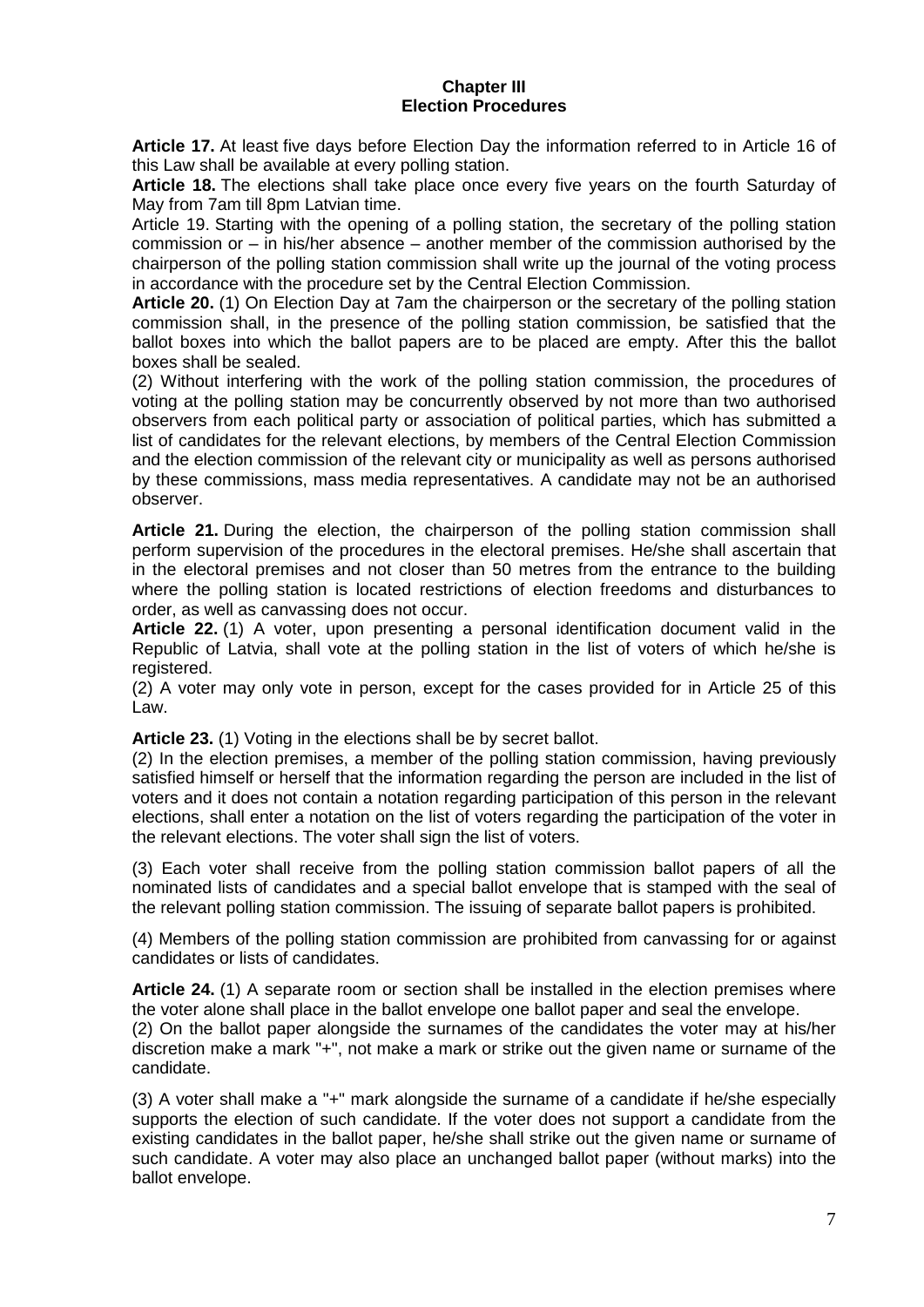## Chapter III
## Election Procedures

**Article 17.** At least five days before Election Day the information referred to in Article 16 of this Law shall be available at every polling station.

**Article 18.** The elections shall take place once every five years on the fourth Saturday of May from 7am till 8pm Latvian time.

Article 19. Starting with the opening of a polling station, the secretary of the polling station commission or – in his/her absence – another member of the commission authorised by the chairperson of the polling station commission shall write up the journal of the voting process in accordance with the procedure set by the Central Election Commission.

**Article 20.** (1) On Election Day at 7am the chairperson or the secretary of the polling station commission shall, in the presence of the polling station commission, be satisfied that the ballot boxes into which the ballot papers are to be placed are empty. After this the ballot boxes shall be sealed.

(2) Without interfering with the work of the polling station commission, the procedures of voting at the polling station may be concurrently observed by not more than two authorised observers from each political party or association of political parties, which has submitted a list of candidates for the relevant elections, by members of the Central Election Commission and the election commission of the relevant city or municipality as well as persons authorised by these commissions, mass media representatives. A candidate may not be an authorised observer.

**Article 21.** During the election, the chairperson of the polling station commission shall perform supervision of the procedures in the electoral premises. He/she shall ascertain that in the electoral premises and not closer than 50 metres from the entrance to the building where the polling station is located restrictions of election freedoms and disturbances to order, as well as canvassing does not occur.

**Article 22.** (1) A voter, upon presenting a personal identification document valid in the Republic of Latvia, shall vote at the polling station in the list of voters of which he/she is registered.

(2) A voter may only vote in person, except for the cases provided for in Article 25 of this Law.

**Article 23.** (1) Voting in the elections shall be by secret ballot.

(2) In the election premises, a member of the polling station commission, having previously satisfied himself or herself that the information regarding the person are included in the list of voters and it does not contain a notation regarding participation of this person in the relevant elections, shall enter a notation on the list of voters regarding the participation of the voter in the relevant elections. The voter shall sign the list of voters.

(3) Each voter shall receive from the polling station commission ballot papers of all the nominated lists of candidates and a special ballot envelope that is stamped with the seal of the relevant polling station commission. The issuing of separate ballot papers is prohibited.

(4) Members of the polling station commission are prohibited from canvassing for or against candidates or lists of candidates.

**Article 24.** (1) A separate room or section shall be installed in the election premises where the voter alone shall place in the ballot envelope one ballot paper and seal the envelope.

(2) On the ballot paper alongside the surnames of the candidates the voter may at his/her discretion make a mark "+", not make a mark or strike out the given name or surname of the candidate.

(3) A voter shall make a "+" mark alongside the surname of a candidate if he/she especially supports the election of such candidate. If the voter does not support a candidate from the existing candidates in the ballot paper, he/she shall strike out the given name or surname of such candidate. A voter may also place an unchanged ballot paper (without marks) into the ballot envelope.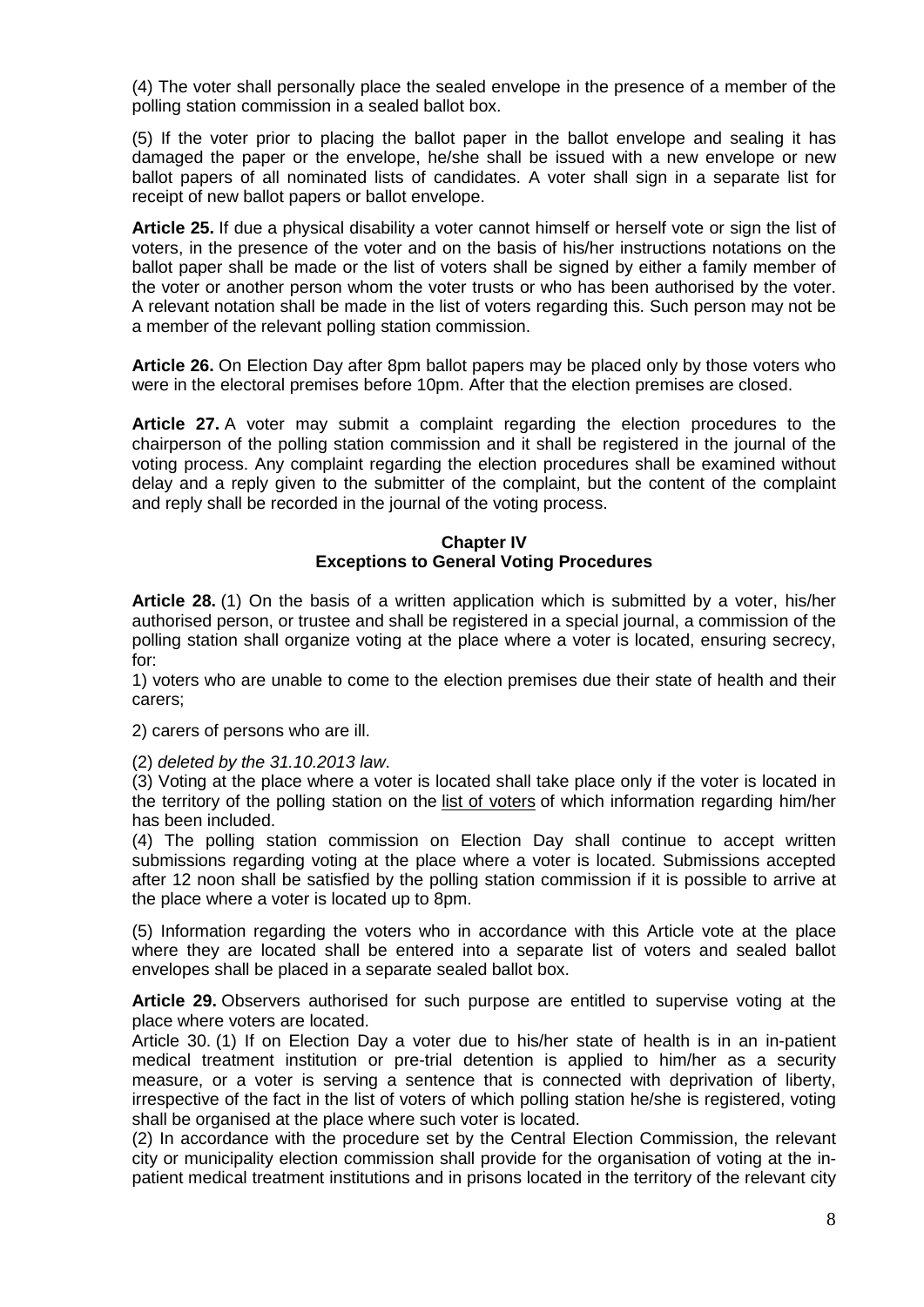(4) The voter shall personally place the sealed envelope in the presence of a member of the polling station commission in a sealed ballot box.

(5) If the voter prior to placing the ballot paper in the ballot envelope and sealing it has damaged the paper or the envelope, he/she shall be issued with a new envelope or new ballot papers of all nominated lists of candidates. A voter shall sign in a separate list for receipt of new ballot papers or ballot envelope.

**Article 25.** If due a physical disability a voter cannot himself or herself vote or sign the list of voters, in the presence of the voter and on the basis of his/her instructions notations on the ballot paper shall be made or the list of voters shall be signed by either a family member of the voter or another person whom the voter trusts or who has been authorised by the voter. A relevant notation shall be made in the list of voters regarding this. Such person may not be a member of the relevant polling station commission.

**Article 26.** On Election Day after 8pm ballot papers may be placed only by those voters who were in the electoral premises before 10pm. After that the election premises are closed.

**Article 27.** A voter may submit a complaint regarding the election procedures to the chairperson of the polling station commission and it shall be registered in the journal of the voting process. Any complaint regarding the election procedures shall be examined without delay and a reply given to the submitter of the complaint, but the content of the complaint and reply shall be recorded in the journal of the voting process.

## Chapter IV
## Exceptions to General Voting Procedures

**Article 28.** (1) On the basis of a written application which is submitted by a voter, his/her authorised person, or trustee and shall be registered in a special journal, a commission of the polling station shall organize voting at the place where a voter is located, ensuring secrecy, for:

1) voters who are unable to come to the election premises due their state of health and their carers;

2) carers of persons who are ill.

(2) *deleted by the 31.10.2013 law*.

(3) Voting at the place where a voter is located shall take place only if the voter is located in the territory of the polling station on the list of voters of which information regarding him/her has been included.

(4) The polling station commission on Election Day shall continue to accept written submissions regarding voting at the place where a voter is located. Submissions accepted after 12 noon shall be satisfied by the polling station commission if it is possible to arrive at the place where a voter is located up to 8pm.

(5) Information regarding the voters who in accordance with this Article vote at the place where they are located shall be entered into a separate list of voters and sealed ballot envelopes shall be placed in a separate sealed ballot box.

**Article 29.** Observers authorised for such purpose are entitled to supervise voting at the place where voters are located.

Article 30. (1) If on Election Day a voter due to his/her state of health is in an in-patient medical treatment institution or pre-trial detention is applied to him/her as a security measure, or a voter is serving a sentence that is connected with deprivation of liberty, irrespective of the fact in the list of voters of which polling station he/she is registered, voting shall be organised at the place where such voter is located.

(2) In accordance with the procedure set by the Central Election Commission, the relevant city or municipality election commission shall provide for the organisation of voting at the in-patient medical treatment institutions and in prisons located in the territory of the relevant city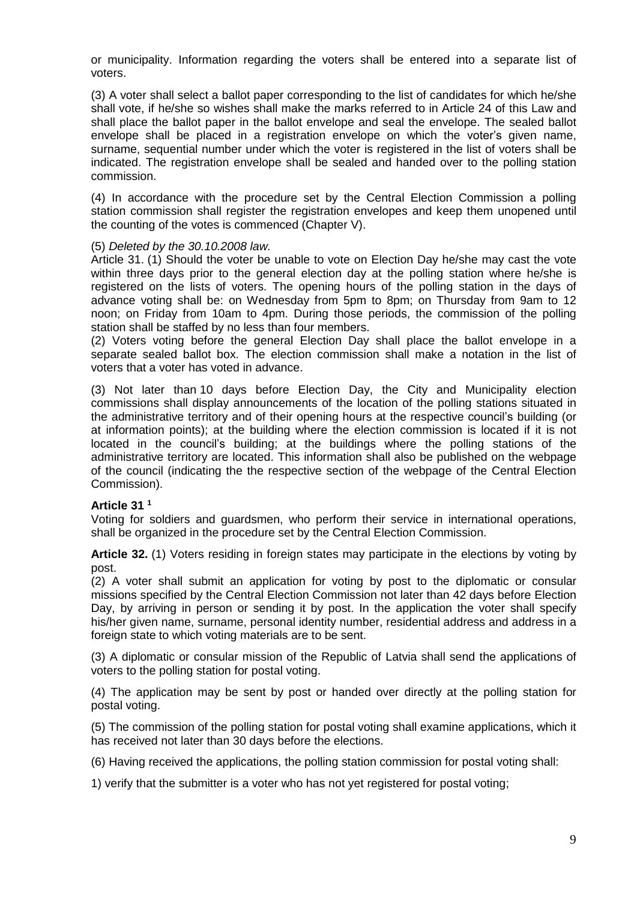or municipality. Information regarding the voters shall be entered into a separate list of voters.

(3) A voter shall select a ballot paper corresponding to the list of candidates for which he/she shall vote, if he/she so wishes shall make the marks referred to in Article 24 of this Law and shall place the ballot paper in the ballot envelope and seal the envelope. The sealed ballot envelope shall be placed in a registration envelope on which the voter's given name, surname, sequential number under which the voter is registered in the list of voters shall be indicated. The registration envelope shall be sealed and handed over to the polling station commission.

(4) In accordance with the procedure set by the Central Election Commission a polling station commission shall register the registration envelopes and keep them unopened until the counting of the votes is commenced (Chapter V).

(5) *Deleted by the 30.10.2008 law.*

Article 31. (1) Should the voter be unable to vote on Election Day he/she may cast the vote within three days prior to the general election day at the polling station where he/she is registered on the lists of voters. The opening hours of the polling station in the days of advance voting shall be: on Wednesday from 5pm to 8pm; on Thursday from 9am to 12 noon; on Friday from 10am to 4pm. During those periods, the commission of the polling station shall be staffed by no less than four members.

(2) Voters voting before the general Election Day shall place the ballot envelope in a separate sealed ballot box. The election commission shall make a notation in the list of voters that a voter has voted in advance.

(3) Not later than 10 days before Election Day, the City and Municipality election commissions shall display announcements of the location of the polling stations situated in the administrative territory and of their opening hours at the respective council's building (or at information points); at the building where the election commission is located if it is not located in the council's building; at the buildings where the polling stations of the administrative territory are located. This information shall also be published on the webpage of the council (indicating the the respective section of the webpage of the Central Election Commission).

**Article 31 [1]**

Voting for soldiers and guardsmen, who perform their service in international operations, shall be organized in the procedure set by the Central Election Commission.

**Article 32.** (1) Voters residing in foreign states may participate in the elections by voting by post.

(2) A voter shall submit an application for voting by post to the diplomatic or consular missions specified by the Central Election Commission not later than 42 days before Election Day, by arriving in person or sending it by post. In the application the voter shall specify his/her given name, surname, personal identity number, residential address and address in a foreign state to which voting materials are to be sent.

(3) A diplomatic or consular mission of the Republic of Latvia shall send the applications of voters to the polling station for postal voting.

(4) The application may be sent by post or handed over directly at the polling station for postal voting.

(5) The commission of the polling station for postal voting shall examine applications, which it has received not later than 30 days before the elections.

(6) Having received the applications, the polling station commission for postal voting shall:

1) verify that the submitter is a voter who has not yet registered for postal voting;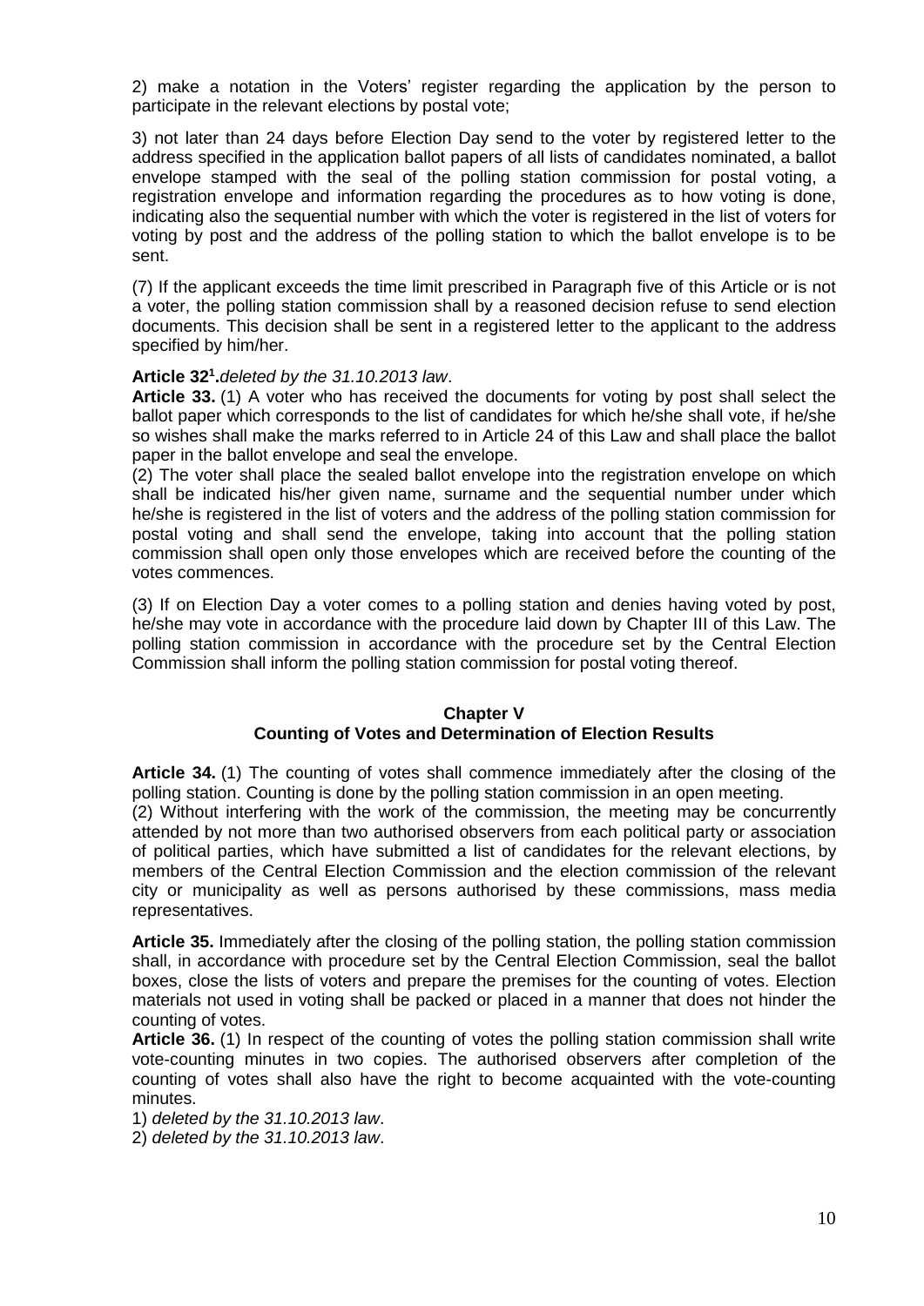2) make a notation in the Voters' register regarding the application by the person to participate in the relevant elections by postal vote;

3) not later than 24 days before Election Day send to the voter by registered letter to the address specified in the application ballot papers of all lists of candidates nominated, a ballot envelope stamped with the seal of the polling station commission for postal voting, a registration envelope and information regarding the procedures as to how voting is done, indicating also the sequential number with which the voter is registered in the list of voters for voting by post and the address of the polling station to which the ballot envelope is to be sent.

(7) If the applicant exceeds the time limit prescribed in Paragraph five of this Article or is not a voter, the polling station commission shall by a reasoned decision refuse to send election documents. This decision shall be sent in a registered letter to the applicant to the address specified by him/her.

**Article 32[1].** *deleted by the 31.10.2013 law*.

**Article 33.** (1) A voter who has received the documents for voting by post shall select the ballot paper which corresponds to the list of candidates for which he/she shall vote, if he/she so wishes shall make the marks referred to in Article 24 of this Law and shall place the ballot paper in the ballot envelope and seal the envelope.

(2) The voter shall place the sealed ballot envelope into the registration envelope on which shall be indicated his/her given name, surname and the sequential number under which he/she is registered in the list of voters and the address of the polling station commission for postal voting and shall send the envelope, taking into account that the polling station commission shall open only those envelopes which are received before the counting of the votes commences.

(3) If on Election Day a voter comes to a polling station and denies having voted by post, he/she may vote in accordance with the procedure laid down by Chapter III of this Law. The polling station commission in accordance with the procedure set by the Central Election Commission shall inform the polling station commission for postal voting thereof.

## Chapter V
## Counting of Votes and Determination of Election Results

**Article 34.** (1) The counting of votes shall commence immediately after the closing of the polling station. Counting is done by the polling station commission in an open meeting.

(2) Without interfering with the work of the commission, the meeting may be concurrently attended by not more than two authorised observers from each political party or association of political parties, which have submitted a list of candidates for the relevant elections, by members of the Central Election Commission and the election commission of the relevant city or municipality as well as persons authorised by these commissions, mass media representatives.

**Article 35.** Immediately after the closing of the polling station, the polling station commission shall, in accordance with procedure set by the Central Election Commission, seal the ballot boxes, close the lists of voters and prepare the premises for the counting of votes. Election materials not used in voting shall be packed or placed in a manner that does not hinder the counting of votes.

**Article 36.** (1) In respect of the counting of votes the polling station commission shall write vote-counting minutes in two copies. The authorised observers after completion of the counting of votes shall also have the right to become acquainted with the vote-counting minutes.

1) *deleted by the 31.10.2013 law*.

2) *deleted by the 31.10.2013 law*.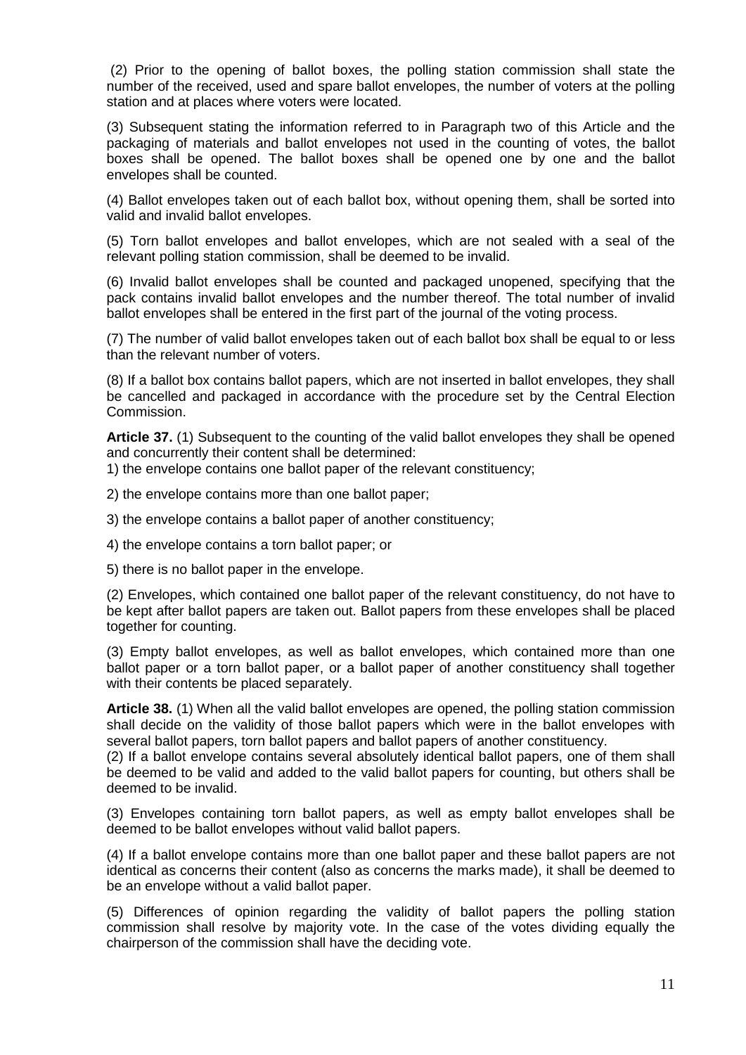(2) Prior to the opening of ballot boxes, the polling station commission shall state the number of the received, used and spare ballot envelopes, the number of voters at the polling station and at places where voters were located.

(3) Subsequent stating the information referred to in Paragraph two of this Article and the packaging of materials and ballot envelopes not used in the counting of votes, the ballot boxes shall be opened. The ballot boxes shall be opened one by one and the ballot envelopes shall be counted.

(4) Ballot envelopes taken out of each ballot box, without opening them, shall be sorted into valid and invalid ballot envelopes.

(5) Torn ballot envelopes and ballot envelopes, which are not sealed with a seal of the relevant polling station commission, shall be deemed to be invalid.

(6) Invalid ballot envelopes shall be counted and packaged unopened, specifying that the pack contains invalid ballot envelopes and the number thereof. The total number of invalid ballot envelopes shall be entered in the first part of the journal of the voting process.

(7) The number of valid ballot envelopes taken out of each ballot box shall be equal to or less than the relevant number of voters.

(8) If a ballot box contains ballot papers, which are not inserted in ballot envelopes, they shall be cancelled and packaged in accordance with the procedure set by the Central Election Commission.

**Article 37.** (1) Subsequent to the counting of the valid ballot envelopes they shall be opened and concurrently their content shall be determined:

1) the envelope contains one ballot paper of the relevant constituency;

2) the envelope contains more than one ballot paper;

3) the envelope contains a ballot paper of another constituency;

4) the envelope contains a torn ballot paper; or

5) there is no ballot paper in the envelope.

(2) Envelopes, which contained one ballot paper of the relevant constituency, do not have to be kept after ballot papers are taken out. Ballot papers from these envelopes shall be placed together for counting.

(3) Empty ballot envelopes, as well as ballot envelopes, which contained more than one ballot paper or a torn ballot paper, or a ballot paper of another constituency shall together with their contents be placed separately.

**Article 38.** (1) When all the valid ballot envelopes are opened, the polling station commission shall decide on the validity of those ballot papers which were in the ballot envelopes with several ballot papers, torn ballot papers and ballot papers of another constituency.

(2) If a ballot envelope contains several absolutely identical ballot papers, one of them shall be deemed to be valid and added to the valid ballot papers for counting, but others shall be deemed to be invalid.

(3) Envelopes containing torn ballot papers, as well as empty ballot envelopes shall be deemed to be ballot envelopes without valid ballot papers.

(4) If a ballot envelope contains more than one ballot paper and these ballot papers are not identical as concerns their content (also as concerns the marks made), it shall be deemed to be an envelope without a valid ballot paper.

(5) Differences of opinion regarding the validity of ballot papers the polling station commission shall resolve by majority vote. In the case of the votes dividing equally the chairperson of the commission shall have the deciding vote.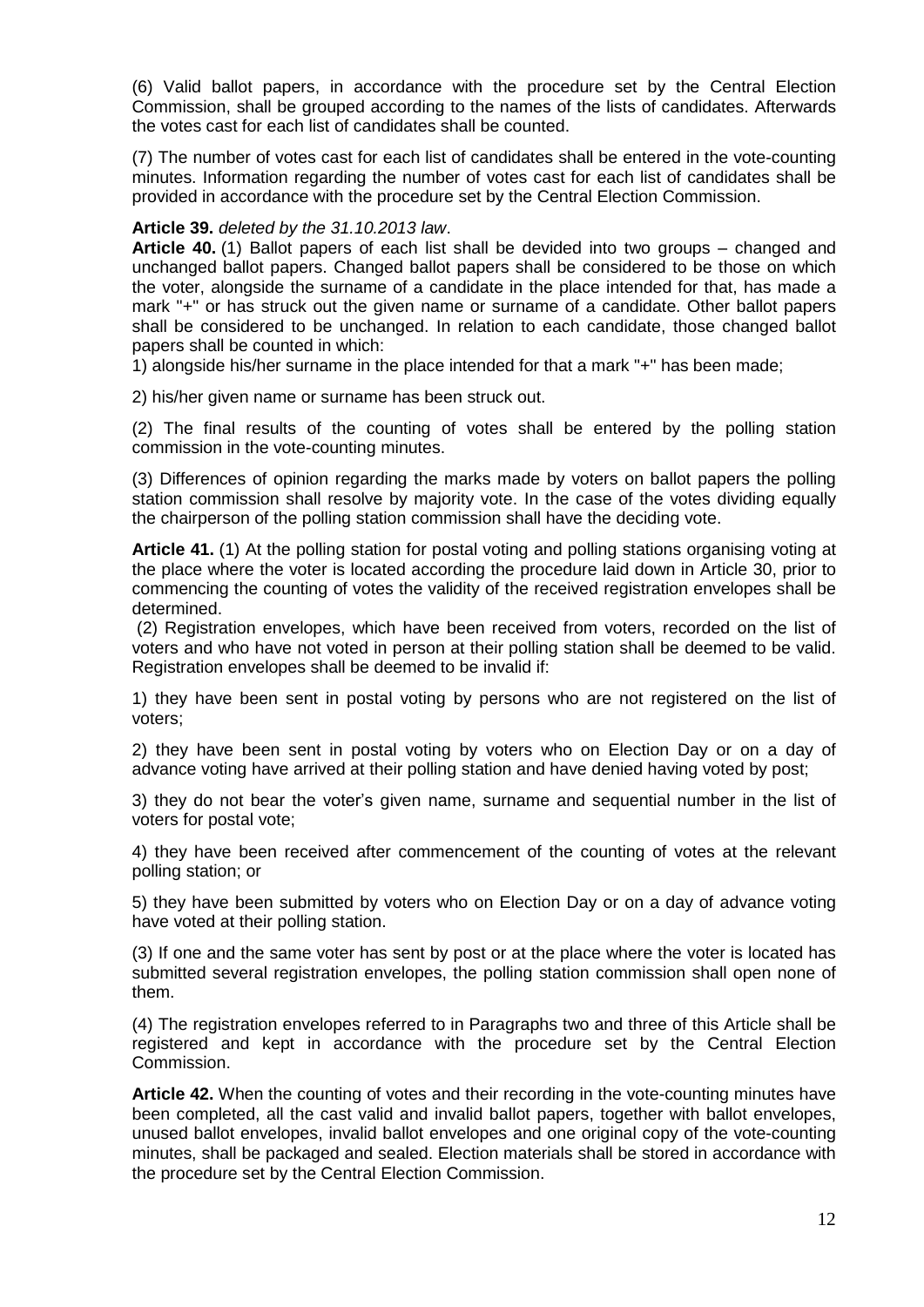(6) Valid ballot papers, in accordance with the procedure set by the Central Election Commission, shall be grouped according to the names of the lists of candidates. Afterwards the votes cast for each list of candidates shall be counted.

(7) The number of votes cast for each list of candidates shall be entered in the vote-counting minutes. Information regarding the number of votes cast for each list of candidates shall be provided in accordance with the procedure set by the Central Election Commission.

**Article 39.** *deleted by the 31.10.2013 law*.

**Article 40.** (1) Ballot papers of each list shall be devided into two groups – changed and unchanged ballot papers. Changed ballot papers shall be considered to be those on which the voter, alongside the surname of a candidate in the place intended for that, has made a mark "+" or has struck out the given name or surname of a candidate. Other ballot papers shall be considered to be unchanged. In relation to each candidate, those changed ballot papers shall be counted in which:

1) alongside his/her surname in the place intended for that a mark "+" has been made;

2) his/her given name or surname has been struck out.

(2) The final results of the counting of votes shall be entered by the polling station commission in the vote-counting minutes.

(3) Differences of opinion regarding the marks made by voters on ballot papers the polling station commission shall resolve by majority vote. In the case of the votes dividing equally the chairperson of the polling station commission shall have the deciding vote.

**Article 41.** (1) At the polling station for postal voting and polling stations organising voting at the place where the voter is located according the procedure laid down in Article 30, prior to commencing the counting of votes the validity of the received registration envelopes shall be determined.

(2) Registration envelopes, which have been received from voters, recorded on the list of voters and who have not voted in person at their polling station shall be deemed to be valid. Registration envelopes shall be deemed to be invalid if:

1) they have been sent in postal voting by persons who are not registered on the list of voters;

2) they have been sent in postal voting by voters who on Election Day or on a day of advance voting have arrived at their polling station and have denied having voted by post;

3) they do not bear the voter's given name, surname and sequential number in the list of voters for postal vote;

4) they have been received after commencement of the counting of votes at the relevant polling station; or

5) they have been submitted by voters who on Election Day or on a day of advance voting have voted at their polling station.

(3) If one and the same voter has sent by post or at the place where the voter is located has submitted several registration envelopes, the polling station commission shall open none of them.

(4) The registration envelopes referred to in Paragraphs two and three of this Article shall be registered and kept in accordance with the procedure set by the Central Election Commission.

**Article 42.** When the counting of votes and their recording in the vote-counting minutes have been completed, all the cast valid and invalid ballot papers, together with ballot envelopes, unused ballot envelopes, invalid ballot envelopes and one original copy of the vote-counting minutes, shall be packaged and sealed. Election materials shall be stored in accordance with the procedure set by the Central Election Commission.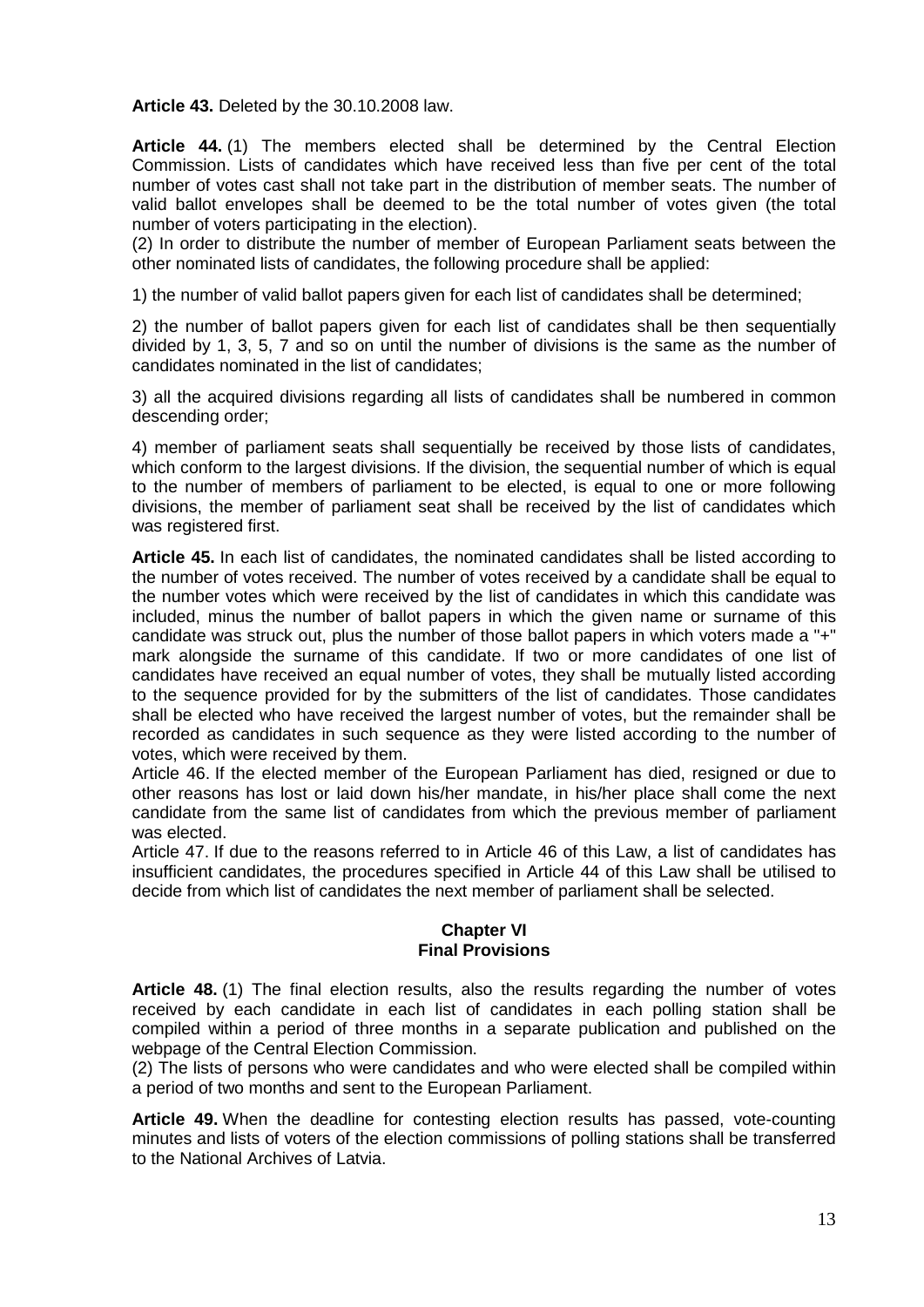**Article 43.** Deleted by the 30.10.2008 law.

**Article 44.** (1) The members elected shall be determined by the Central Election Commission. Lists of candidates which have received less than five per cent of the total number of votes cast shall not take part in the distribution of member seats. The number of valid ballot envelopes shall be deemed to be the total number of votes given (the total number of voters participating in the election).

(2) In order to distribute the number of member of European Parliament seats between the other nominated lists of candidates, the following procedure shall be applied:

1) the number of valid ballot papers given for each list of candidates shall be determined;

2) the number of ballot papers given for each list of candidates shall be then sequentially divided by 1, 3, 5, 7 and so on until the number of divisions is the same as the number of candidates nominated in the list of candidates;

3) all the acquired divisions regarding all lists of candidates shall be numbered in common descending order;

4) member of parliament seats shall sequentially be received by those lists of candidates, which conform to the largest divisions. If the division, the sequential number of which is equal to the number of members of parliament to be elected, is equal to one or more following divisions, the member of parliament seat shall be received by the list of candidates which was registered first.

**Article 45.** In each list of candidates, the nominated candidates shall be listed according to the number of votes received. The number of votes received by a candidate shall be equal to the number votes which were received by the list of candidates in which this candidate was included, minus the number of ballot papers in which the given name or surname of this candidate was struck out, plus the number of those ballot papers in which voters made a "+" mark alongside the surname of this candidate. If two or more candidates of one list of candidates have received an equal number of votes, they shall be mutually listed according to the sequence provided for by the submitters of the list of candidates. Those candidates shall be elected who have received the largest number of votes, but the remainder shall be recorded as candidates in such sequence as they were listed according to the number of votes, which were received by them.

Article 46. If the elected member of the European Parliament has died, resigned or due to other reasons has lost or laid down his/her mandate, in his/her place shall come the next candidate from the same list of candidates from which the previous member of parliament was elected.

Article 47. If due to the reasons referred to in Article 46 of this Law, a list of candidates has insufficient candidates, the procedures specified in Article 44 of this Law shall be utilised to decide from which list of candidates the next member of parliament shall be selected.

## Chapter VI
## Final Provisions

**Article 48.** (1) The final election results, also the results regarding the number of votes received by each candidate in each list of candidates in each polling station shall be compiled within a period of three months in a separate publication and published on the webpage of the Central Election Commission.

(2) The lists of persons who were candidates and who were elected shall be compiled within a period of two months and sent to the European Parliament.

**Article 49.** When the deadline for contesting election results has passed, vote-counting minutes and lists of voters of the election commissions of polling stations shall be transferred to the National Archives of Latvia.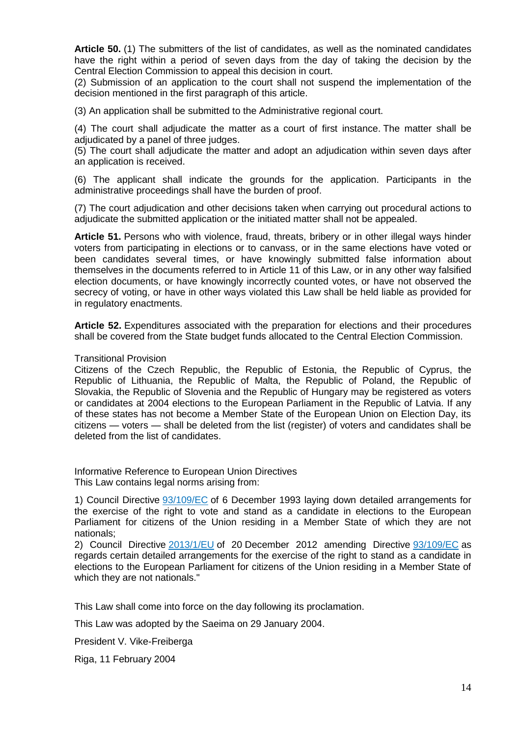**Article 50.** (1) The submitters of the list of candidates, as well as the nominated candidates have the right within a period of seven days from the day of taking the decision by the Central Election Commission to appeal this decision in court.

(2) Submission of an application to the court shall not suspend the implementation of the decision mentioned in the first paragraph of this article.

(3) An application shall be submitted to the Administrative regional court.

(4) The court shall adjudicate the matter as a court of first instance. The matter shall be adjudicated by a panel of three judges.

(5) The court shall adjudicate the matter and adopt an adjudication within seven days after an application is received.

(6) The applicant shall indicate the grounds for the application. Participants in the administrative proceedings shall have the burden of proof.

(7) The court adjudication and other decisions taken when carrying out procedural actions to adjudicate the submitted application or the initiated matter shall not be appealed.

**Article 51.** Persons who with violence, fraud, threats, bribery or in other illegal ways hinder voters from participating in elections or to canvass, or in the same elections have voted or been candidates several times, or have knowingly submitted false information about themselves in the documents referred to in Article 11 of this Law, or in any other way falsified election documents, or have knowingly incorrectly counted votes, or have not observed the secrecy of voting, or have in other ways violated this Law shall be held liable as provided for in regulatory enactments.

**Article 52.** Expenditures associated with the preparation for elections and their procedures shall be covered from the State budget funds allocated to the Central Election Commission.

Transitional Provision

Citizens of the Czech Republic, the Republic of Estonia, the Republic of Cyprus, the Republic of Lithuania, the Republic of Malta, the Republic of Poland, the Republic of Slovakia, the Republic of Slovenia and the Republic of Hungary may be registered as voters or candidates at 2004 elections to the European Parliament in the Republic of Latvia. If any of these states has not become a Member State of the European Union on Election Day, its citizens — voters — shall be deleted from the list (register) of voters and candidates shall be deleted from the list of candidates.

Informative Reference to European Union Directives

This Law contains legal norms arising from:

1) Council Directive 93/109/EC of 6 December 1993 laying down detailed arrangements for the exercise of the right to vote and stand as a candidate in elections to the European Parliament for citizens of the Union residing in a Member State of which they are not nationals;

2) Council Directive 2013/1/EU of 20 December 2012 amending Directive 93/109/EC as regards certain detailed arrangements for the exercise of the right to stand as a candidate in elections to the European Parliament for citizens of the Union residing in a Member State of which they are not nationals."

This Law shall come into force on the day following its proclamation.

This Law was adopted by the Saeima on 29 January 2004.

President V. Vike-Freiberga

Riga, 11 February 2004